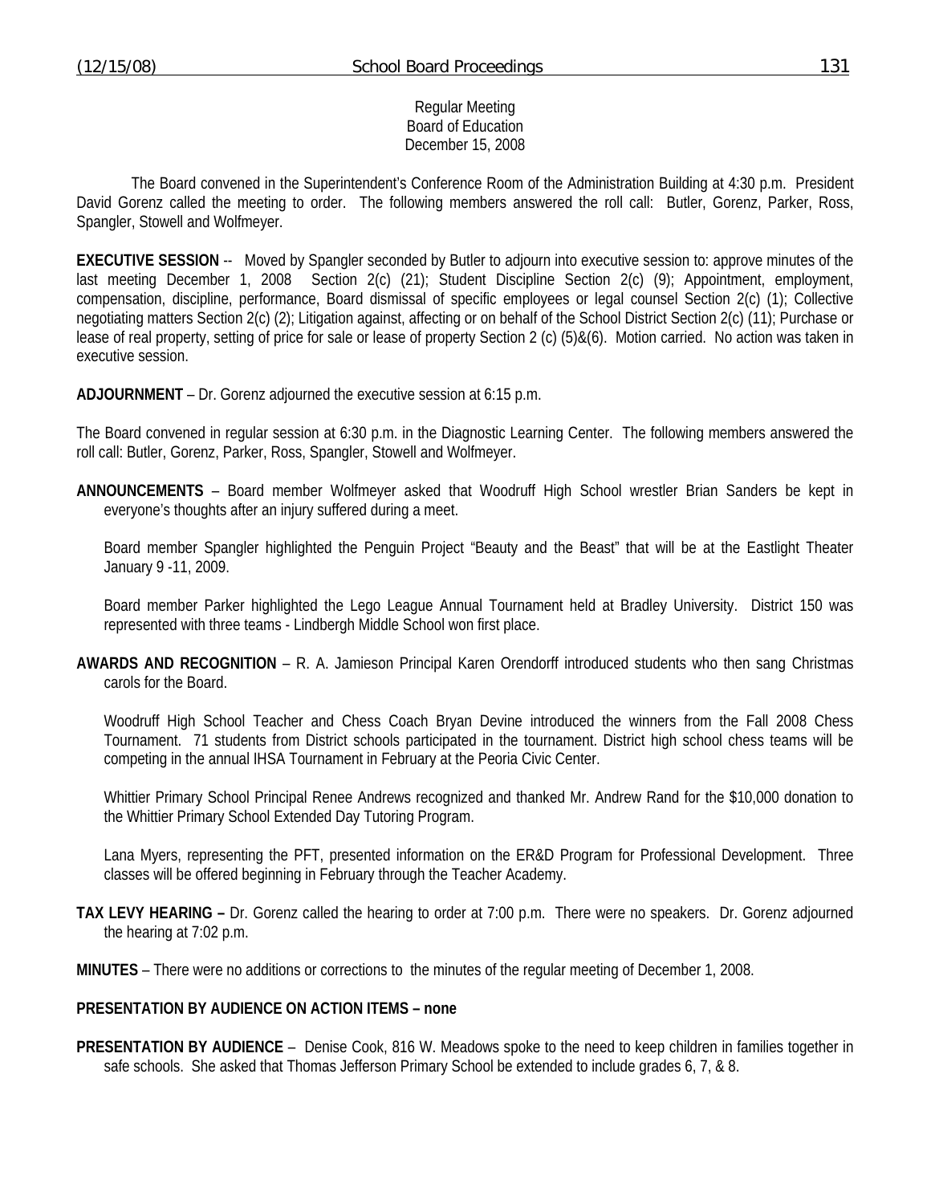Regular Meeting
Board of Education
December 15, 2008

The Board convened in the Superintendent's Conference Room of the Administration Building at 4:30 p.m. President David Gorenz called the meeting to order. The following members answered the roll call: Butler, Gorenz, Parker, Ross, Spangler, Stowell and Wolfmeyer.

**EXECUTIVE SESSION** -- Moved by Spangler seconded by Butler to adjourn into executive session to: approve minutes of the last meeting December 1, 2008 Section 2(c) (21); Student Discipline Section 2(c) (9); Appointment, employment, compensation, discipline, performance, Board dismissal of specific employees or legal counsel Section 2(c) (1); Collective negotiating matters Section 2(c) (2); Litigation against, affecting or on behalf of the School District Section 2(c) (11); Purchase or lease of real property, setting of price for sale or lease of property Section 2 (c) (5)&(6). Motion carried. No action was taken in executive session.

**ADJOURNMENT** – Dr. Gorenz adjourned the executive session at 6:15 p.m.

The Board convened in regular session at 6:30 p.m. in the Diagnostic Learning Center. The following members answered the roll call: Butler, Gorenz, Parker, Ross, Spangler, Stowell and Wolfmeyer.

**ANNOUNCEMENTS** – Board member Wolfmeyer asked that Woodruff High School wrestler Brian Sanders be kept in everyone's thoughts after an injury suffered during a meet.

Board member Spangler highlighted the Penguin Project "Beauty and the Beast" that will be at the Eastlight Theater January 9 -11, 2009.

Board member Parker highlighted the Lego League Annual Tournament held at Bradley University. District 150 was represented with three teams - Lindbergh Middle School won first place.

**AWARDS AND RECOGNITION** – R. A. Jamieson Principal Karen Orendorff introduced students who then sang Christmas carols for the Board.

Woodruff High School Teacher and Chess Coach Bryan Devine introduced the winners from the Fall 2008 Chess Tournament. 71 students from District schools participated in the tournament. District high school chess teams will be competing in the annual IHSA Tournament in February at the Peoria Civic Center.

Whittier Primary School Principal Renee Andrews recognized and thanked Mr. Andrew Rand for the $10,000 donation to the Whittier Primary School Extended Day Tutoring Program.

Lana Myers, representing the PFT, presented information on the ER&D Program for Professional Development. Three classes will be offered beginning in February through the Teacher Academy.

**TAX LEVY HEARING –** Dr. Gorenz called the hearing to order at 7:00 p.m. There were no speakers. Dr. Gorenz adjourned the hearing at 7:02 p.m.

**MINUTES** – There were no additions or corrections to the minutes of the regular meeting of December 1, 2008.

**PRESENTATION BY AUDIENCE ON ACTION ITEMS – none**

**PRESENTATION BY AUDIENCE** – Denise Cook, 816 W. Meadows spoke to the need to keep children in families together in safe schools. She asked that Thomas Jefferson Primary School be extended to include grades 6, 7, & 8.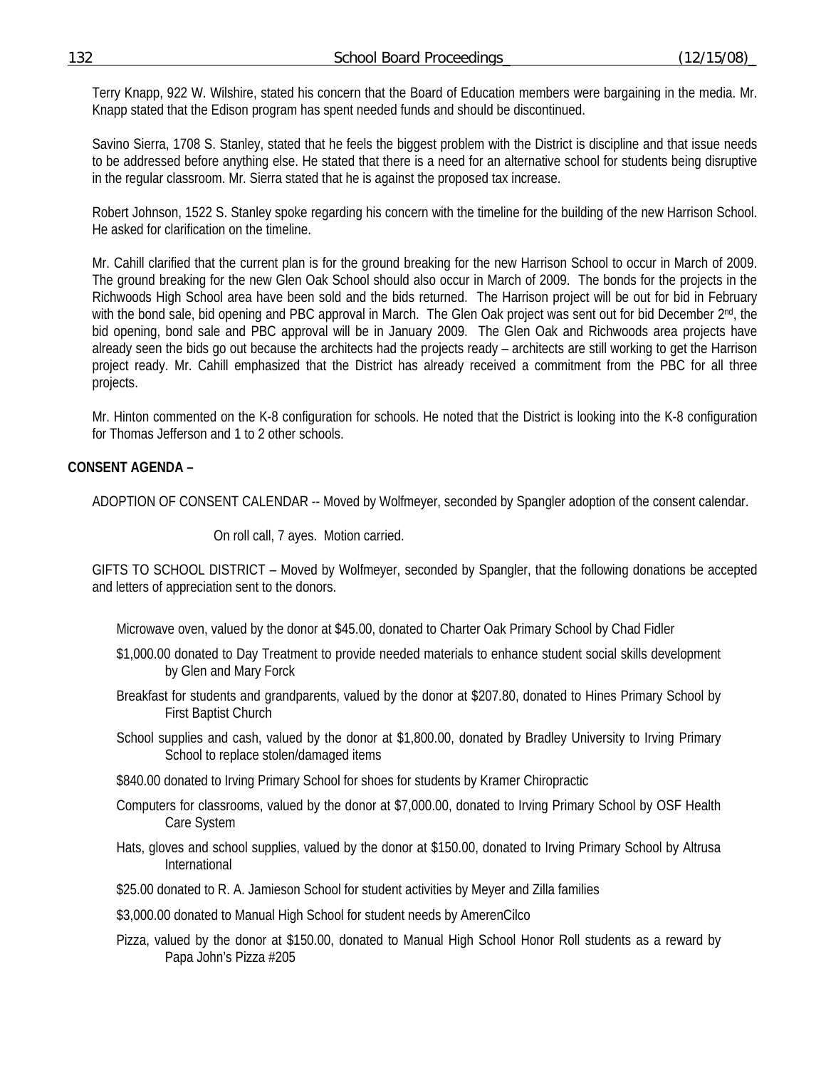Terry Knapp, 922 W. Wilshire, stated his concern that the Board of Education members were bargaining in the media. Mr. Knapp stated that the Edison program has spent needed funds and should be discontinued.

Savino Sierra, 1708 S. Stanley, stated that he feels the biggest problem with the District is discipline and that issue needs to be addressed before anything else. He stated that there is a need for an alternative school for students being disruptive in the regular classroom. Mr. Sierra stated that he is against the proposed tax increase.

Robert Johnson, 1522 S. Stanley spoke regarding his concern with the timeline for the building of the new Harrison School. He asked for clarification on the timeline.

Mr. Cahill clarified that the current plan is for the ground breaking for the new Harrison School to occur in March of 2009. The ground breaking for the new Glen Oak School should also occur in March of 2009. The bonds for the projects in the Richwoods High School area have been sold and the bids returned. The Harrison project will be out for bid in February with the bond sale, bid opening and PBC approval in March. The Glen Oak project was sent out for bid December 2nd, the bid opening, bond sale and PBC approval will be in January 2009. The Glen Oak and Richwoods area projects have already seen the bids go out because the architects had the projects ready – architects are still working to get the Harrison project ready. Mr. Cahill emphasized that the District has already received a commitment from the PBC for all three projects.

Mr. Hinton commented on the K-8 configuration for schools. He noted that the District is looking into the K-8 configuration for Thomas Jefferson and 1 to 2 other schools.

**CONSENT AGENDA –**

ADOPTION OF CONSENT CALENDAR -- Moved by Wolfmeyer, seconded by Spangler adoption of the consent calendar.

On roll call, 7 ayes. Motion carried.

GIFTS TO SCHOOL DISTRICT – Moved by Wolfmeyer, seconded by Spangler, that the following donations be accepted and letters of appreciation sent to the donors.

Microwave oven, valued by the donor at $45.00, donated to Charter Oak Primary School by Chad Fidler

$1,000.00 donated to Day Treatment to provide needed materials to enhance student social skills development by Glen and Mary Forck

Breakfast for students and grandparents, valued by the donor at $207.80, donated to Hines Primary School by First Baptist Church

School supplies and cash, valued by the donor at $1,800.00, donated by Bradley University to Irving Primary School to replace stolen/damaged items

$840.00 donated to Irving Primary School for shoes for students by Kramer Chiropractic

Computers for classrooms, valued by the donor at $7,000.00, donated to Irving Primary School by OSF Health Care System

Hats, gloves and school supplies, valued by the donor at $150.00, donated to Irving Primary School by Altrusa International

$25.00 donated to R. A. Jamieson School for student activities by Meyer and Zilla families

$3,000.00 donated to Manual High School for student needs by AmerenCilco

Pizza, valued by the donor at $150.00, donated to Manual High School Honor Roll students as a reward by Papa John's Pizza #205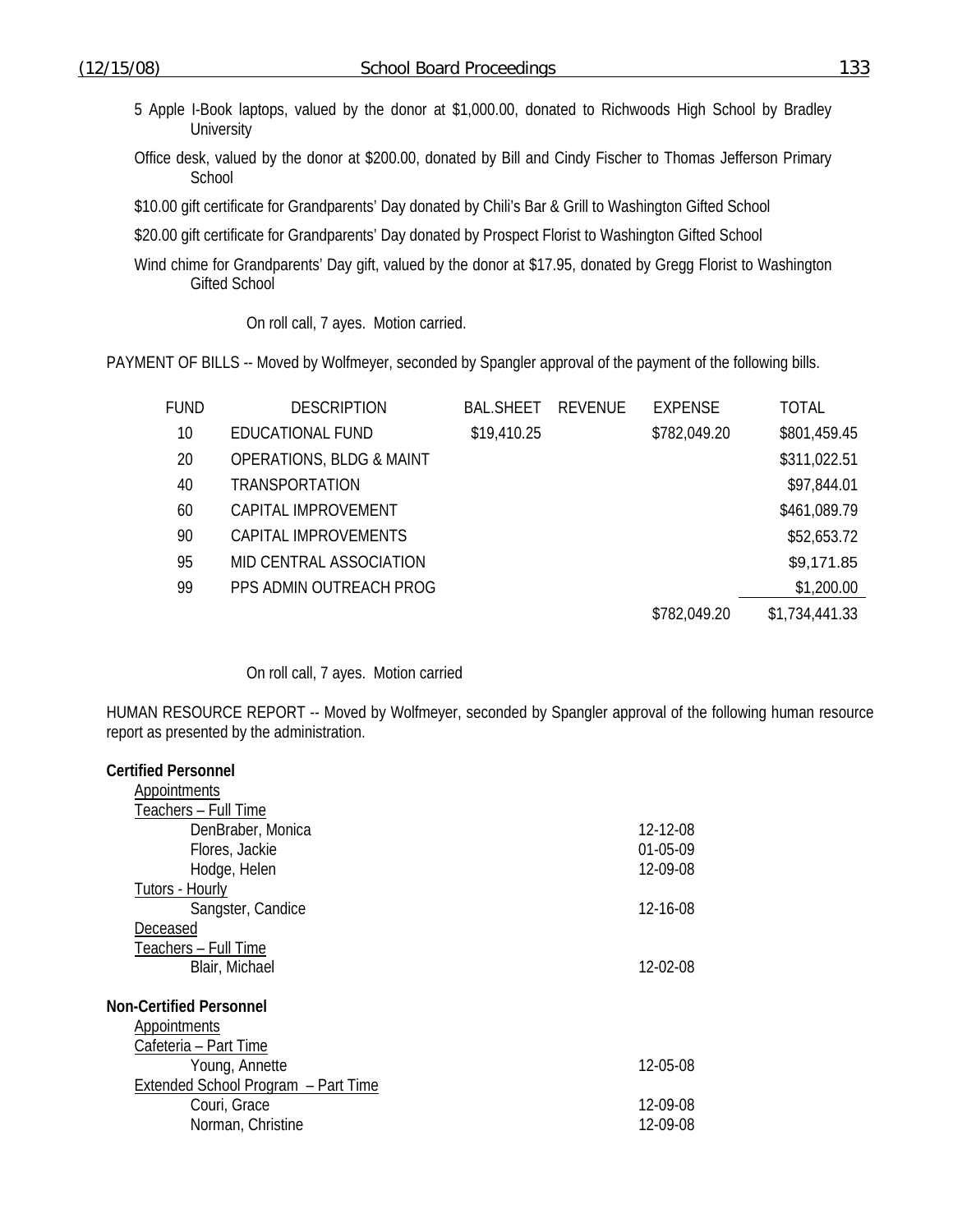5 Apple I-Book laptops, valued by the donor at $1,000.00, donated to Richwoods High School by Bradley University

Office desk, valued by the donor at $200.00, donated by Bill and Cindy Fischer to Thomas Jefferson Primary School

$10.00 gift certificate for Grandparents' Day donated by Chili's Bar & Grill to Washington Gifted School

$20.00 gift certificate for Grandparents' Day donated by Prospect Florist to Washington Gifted School

Wind chime for Grandparents' Day gift, valued by the donor at $17.95, donated by Gregg Florist to Washington Gifted School

On roll call, 7 ayes. Motion carried.

PAYMENT OF BILLS -- Moved by Wolfmeyer, seconded by Spangler approval of the payment of the following bills.

| FUND | DESCRIPTION | BAL.SHEET | REVENUE | EXPENSE | TOTAL |
|---|---|---|---|---|---|
| 10 | EDUCATIONAL FUND | $19,410.25 | | $782,049.20 | $801,459.45 |
| 20 | OPERATIONS, BLDG & MAINT | | | | $311,022.51 |
| 40 | TRANSPORTATION | | | | $97,844.01 |
| 60 | CAPITAL IMPROVEMENT | | | | $461,089.79 |
| 90 | CAPITAL IMPROVEMENTS | | | | $52,653.72 |
| 95 | MID CENTRAL ASSOCIATION | | | | $9,171.85 |
| 99 | PPS ADMIN OUTREACH PROG | | | | $1,200.00 |
| | | | | $782,049.20 | $1,734,441.33 |

On roll call, 7 ayes. Motion carried

HUMAN RESOURCE REPORT -- Moved by Wolfmeyer, seconded by Spangler approval of the following human resource report as presented by the administration.

**Certified Personnel**

Appointments

Teachers – Full Time

| | |
|---|---|
| DenBraber, Monica | 12-12-08 |
| Flores, Jackie | 01-05-09 |
| Hodge, Helen | 12-09-08 |

Tutors - Hourly

| | |
|---|---|
| Sangster, Candice | 12-16-08 |

Deceased

Teachers – Full Time

| | |
|---|---|
| Blair, Michael | 12-02-08 |

**Non-Certified Personnel**

Appointments

Cafeteria – Part Time

| | |
|---|---|
| Young, Annette | 12-05-08 |

Extended School Program – Part Time

| | |
|---|---|
| Couri, Grace | 12-09-08 |
| Norman, Christine | 12-09-08 |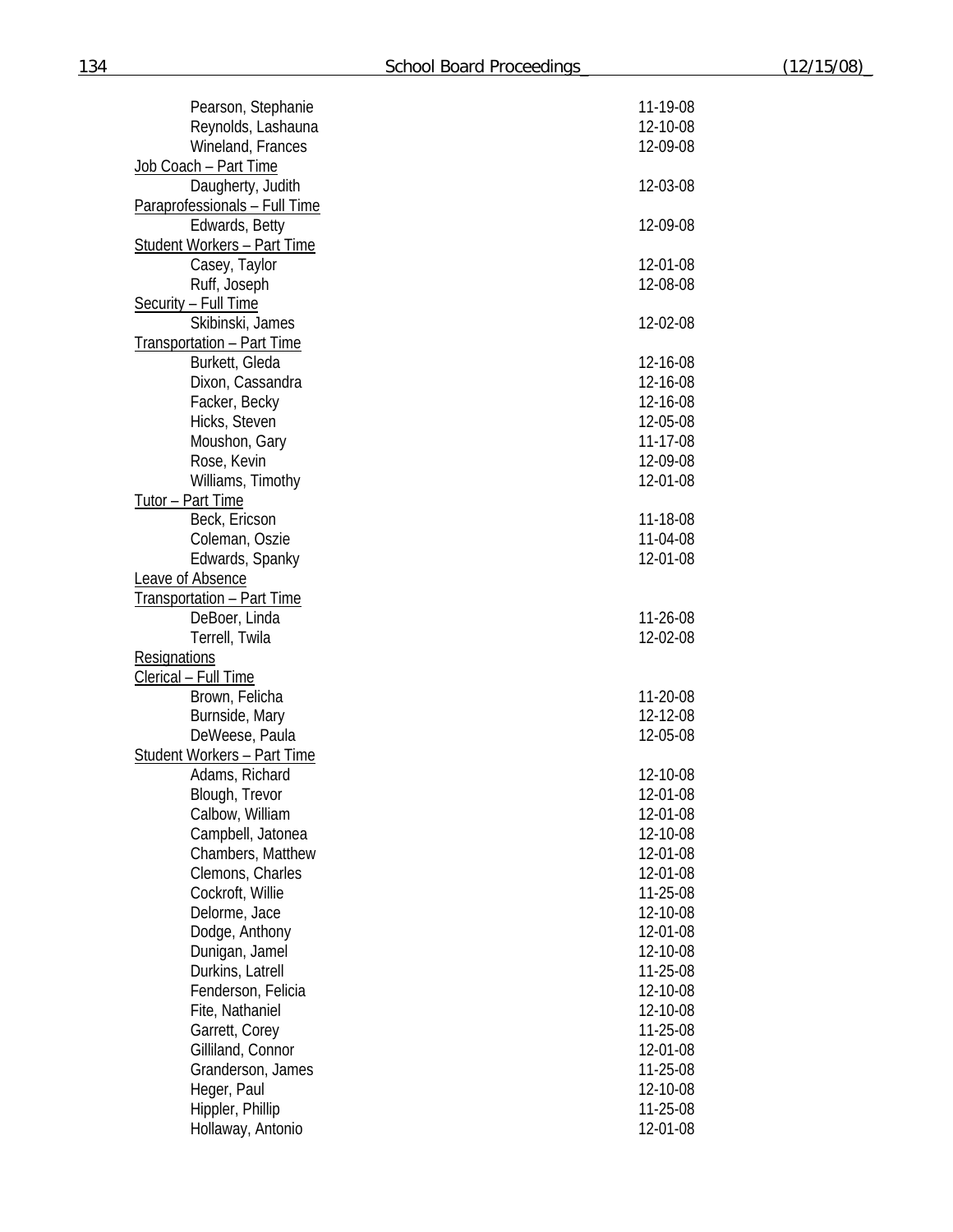| | |
|---|---|
| Pearson, Stephanie | 11-19-08 |
| Reynolds, Lashauna | 12-10-08 |
| Wineland, Frances | 12-09-08 |
| <u>Job Coach – Part Time</u> | |
| Daugherty, Judith | 12-03-08 |
| <u>Paraprofessionals – Full Time</u> | |
| Edwards, Betty | 12-09-08 |
| <u>Student Workers – Part Time</u> | |
| Casey, Taylor | 12-01-08 |
| Ruff, Joseph | 12-08-08 |
| <u>Security – Full Time</u> | |
| Skibinski, James | 12-02-08 |
| <u>Transportation – Part Time</u> | |
| Burkett, Gleda | 12-16-08 |
| Dixon, Cassandra | 12-16-08 |
| Facker, Becky | 12-16-08 |
| Hicks, Steven | 12-05-08 |
| Moushon, Gary | 11-17-08 |
| Rose, Kevin | 12-09-08 |
| Williams, Timothy | 12-01-08 |
| <u>Tutor – Part Time</u> | |
| Beck, Ericson | 11-18-08 |
| Coleman, Oszie | 11-04-08 |
| Edwards, Spanky | 12-01-08 |
| <u>Leave of Absence</u> | |
| <u>Transportation – Part Time</u> | |
| DeBoer, Linda | 11-26-08 |
| Terrell, Twila | 12-02-08 |
| <u>Resignations</u> | |
| <u>Clerical – Full Time</u> | |
| Brown, Felicha | 11-20-08 |
| Burnside, Mary | 12-12-08 |
| DeWeese, Paula | 12-05-08 |
| <u>Student Workers – Part Time</u> | |
| Adams, Richard | 12-10-08 |
| Blough, Trevor | 12-01-08 |
| Calbow, William | 12-01-08 |
| Campbell, Jatonea | 12-10-08 |
| Chambers, Matthew | 12-01-08 |
| Clemons, Charles | 12-01-08 |
| Cockroft, Willie | 11-25-08 |
| Delorme, Jace | 12-10-08 |
| Dodge, Anthony | 12-01-08 |
| Dunigan, Jamel | 12-10-08 |
| Durkins, Latrell | 11-25-08 |
| Fenderson, Felicia | 12-10-08 |
| Fite, Nathaniel | 12-10-08 |
| Garrett, Corey | 11-25-08 |
| Gilliland, Connor | 12-01-08 |
| Granderson, James | 11-25-08 |
| Heger, Paul | 12-10-08 |
| Hippler, Phillip | 11-25-08 |
| Hollaway, Antonio | 12-01-08 |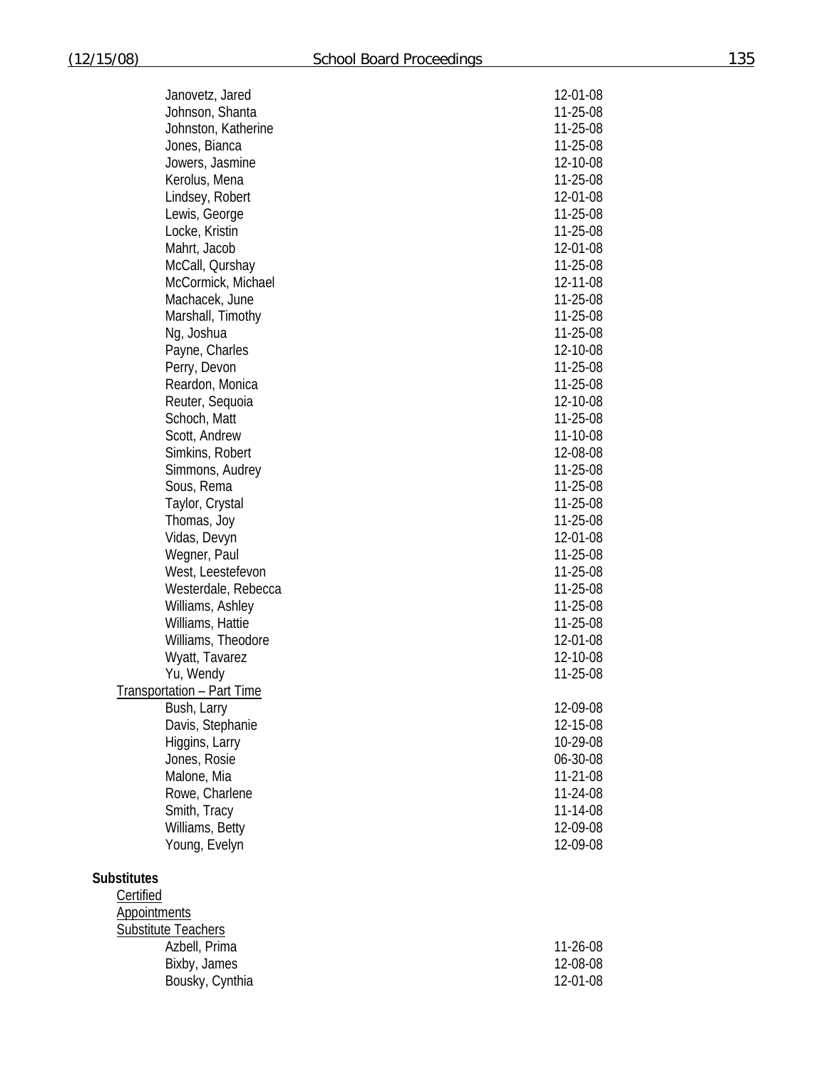| | |
|---|---|
| Janovetz, Jared | 12-01-08 |
| Johnson, Shanta | 11-25-08 |
| Johnston, Katherine | 11-25-08 |
| Jones, Bianca | 11-25-08 |
| Jowers, Jasmine | 12-10-08 |
| Kerolus, Mena | 11-25-08 |
| Lindsey, Robert | 12-01-08 |
| Lewis, George | 11-25-08 |
| Locke, Kristin | 11-25-08 |
| Mahrt, Jacob | 12-01-08 |
| McCall, Qurshay | 11-25-08 |
| McCormick, Michael | 12-11-08 |
| Machacek, June | 11-25-08 |
| Marshall, Timothy | 11-25-08 |
| Ng, Joshua | 11-25-08 |
| Payne, Charles | 12-10-08 |
| Perry, Devon | 11-25-08 |
| Reardon, Monica | 11-25-08 |
| Reuter, Sequoia | 12-10-08 |
| Schoch, Matt | 11-25-08 |
| Scott, Andrew | 11-10-08 |
| Simkins, Robert | 12-08-08 |
| Simmons, Audrey | 11-25-08 |
| Sous, Rema | 11-25-08 |
| Taylor, Crystal | 11-25-08 |
| Thomas, Joy | 11-25-08 |
| Vidas, Devyn | 12-01-08 |
| Wegner, Paul | 11-25-08 |
| West, Leestefevon | 11-25-08 |
| Westerdale, Rebecca | 11-25-08 |
| Williams, Ashley | 11-25-08 |
| Williams, Hattie | 11-25-08 |
| Williams, Theodore | 12-01-08 |
| Wyatt, Tavarez | 12-10-08 |
| Yu, Wendy | 11-25-08 |

Transportation – Part Time

| | |
|---|---|
| Bush, Larry | 12-09-08 |
| Davis, Stephanie | 12-15-08 |
| Higgins, Larry | 10-29-08 |
| Jones, Rosie | 06-30-08 |
| Malone, Mia | 11-21-08 |
| Rowe, Charlene | 11-24-08 |
| Smith, Tracy | 11-14-08 |
| Williams, Betty | 12-09-08 |
| Young, Evelyn | 12-09-08 |

**Substitutes**

Certified

Appointments

Substitute Teachers

| | |
|---|---|
| Azbell, Prima | 11-26-08 |
| Bixby, James | 12-08-08 |
| Bousky, Cynthia | 12-01-08 |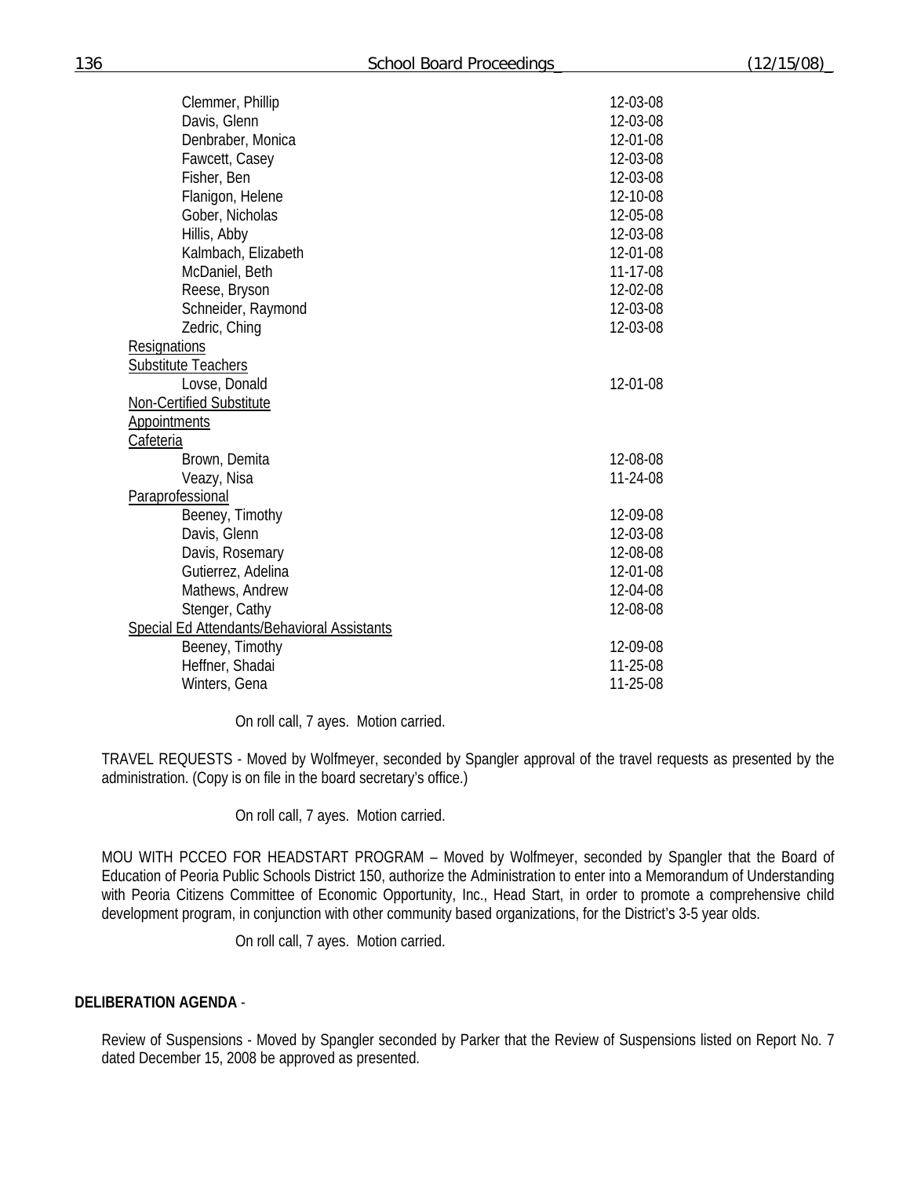| | |
|---|---|
| Clemmer, Phillip | 12-03-08 |
| Davis, Glenn | 12-03-08 |
| Denbraber, Monica | 12-01-08 |
| Fawcett, Casey | 12-03-08 |
| Fisher, Ben | 12-03-08 |
| Flanigon, Helene | 12-10-08 |
| Gober, Nicholas | 12-05-08 |
| Hillis, Abby | 12-03-08 |
| Kalmbach, Elizabeth | 12-01-08 |
| McDaniel, Beth | 11-17-08 |
| Reese, Bryson | 12-02-08 |
| Schneider, Raymond | 12-03-08 |
| Zedric, Ching | 12-03-08 |

Resignations

Substitute Teachers

| | |
|---|---|
| Lovse, Donald | 12-01-08 |

Non-Certified Substitute

Appointments

Cafeteria

| | |
|---|---|
| Brown, Demita | 12-08-08 |
| Veazy, Nisa | 11-24-08 |

Paraprofessional

| | |
|---|---|
| Beeney, Timothy | 12-09-08 |
| Davis, Glenn | 12-03-08 |
| Davis, Rosemary | 12-08-08 |
| Gutierrez, Adelina | 12-01-08 |
| Mathews, Andrew | 12-04-08 |
| Stenger, Cathy | 12-08-08 |

Special Ed Attendants/Behavioral Assistants

| | |
|---|---|
| Beeney, Timothy | 12-09-08 |
| Heffner, Shadai | 11-25-08 |
| Winters, Gena | 11-25-08 |

On roll call, 7 ayes. Motion carried.

TRAVEL REQUESTS - Moved by Wolfmeyer, seconded by Spangler approval of the travel requests as presented by the administration. (Copy is on file in the board secretary's office.)

On roll call, 7 ayes. Motion carried.

MOU WITH PCCEO FOR HEADSTART PROGRAM – Moved by Wolfmeyer, seconded by Spangler that the Board of Education of Peoria Public Schools District 150, authorize the Administration to enter into a Memorandum of Understanding with Peoria Citizens Committee of Economic Opportunity, Inc., Head Start, in order to promote a comprehensive child development program, in conjunction with other community based organizations, for the District's 3-5 year olds.

On roll call, 7 ayes. Motion carried.

**DELIBERATION AGENDA** -

Review of Suspensions - Moved by Spangler seconded by Parker that the Review of Suspensions listed on Report No. 7 dated December 15, 2008 be approved as presented.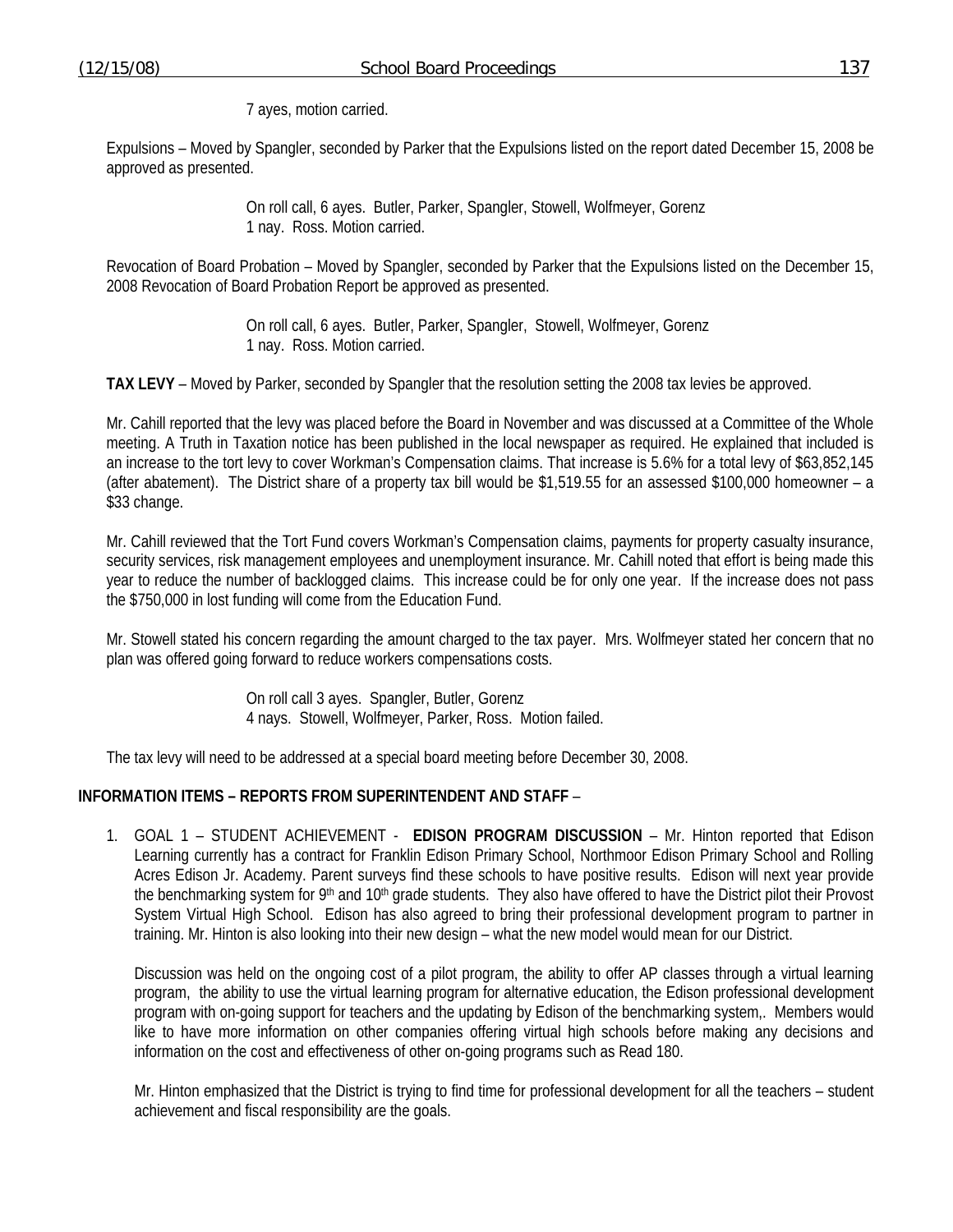7 ayes, motion carried.

Expulsions – Moved by Spangler, seconded by Parker that the Expulsions listed on the report dated December 15, 2008 be approved as presented.

On roll call, 6 ayes. Butler, Parker, Spangler, Stowell, Wolfmeyer, Gorenz
1 nay. Ross. Motion carried.

Revocation of Board Probation – Moved by Spangler, seconded by Parker that the Expulsions listed on the December 15, 2008 Revocation of Board Probation Report be approved as presented.

On roll call, 6 ayes. Butler, Parker, Spangler, Stowell, Wolfmeyer, Gorenz
1 nay. Ross. Motion carried.

**TAX LEVY** – Moved by Parker, seconded by Spangler that the resolution setting the 2008 tax levies be approved.

Mr. Cahill reported that the levy was placed before the Board in November and was discussed at a Committee of the Whole meeting. A Truth in Taxation notice has been published in the local newspaper as required. He explained that included is an increase to the tort levy to cover Workman's Compensation claims. That increase is 5.6% for a total levy of $63,852,145 (after abatement). The District share of a property tax bill would be $1,519.55 for an assessed $100,000 homeowner – a $33 change.

Mr. Cahill reviewed that the Tort Fund covers Workman's Compensation claims, payments for property casualty insurance, security services, risk management employees and unemployment insurance. Mr. Cahill noted that effort is being made this year to reduce the number of backlogged claims. This increase could be for only one year. If the increase does not pass the $750,000 in lost funding will come from the Education Fund.

Mr. Stowell stated his concern regarding the amount charged to the tax payer. Mrs. Wolfmeyer stated her concern that no plan was offered going forward to reduce workers compensations costs.

On roll call 3 ayes. Spangler, Butler, Gorenz
4 nays. Stowell, Wolfmeyer, Parker, Ross. Motion failed.

The tax levy will need to be addressed at a special board meeting before December 30, 2008.

**INFORMATION ITEMS – REPORTS FROM SUPERINTENDENT AND STAFF** –

1. GOAL 1 – STUDENT ACHIEVEMENT - **EDISON PROGRAM DISCUSSION** – Mr. Hinton reported that Edison Learning currently has a contract for Franklin Edison Primary School, Northmoor Edison Primary School and Rolling Acres Edison Jr. Academy. Parent surveys find these schools to have positive results. Edison will next year provide the benchmarking system for 9th and 10th grade students. They also have offered to have the District pilot their Provost System Virtual High School. Edison has also agreed to bring their professional development program to partner in training. Mr. Hinton is also looking into their new design – what the new model would mean for our District.

   Discussion was held on the ongoing cost of a pilot program, the ability to offer AP classes through a virtual learning program, the ability to use the virtual learning program for alternative education, the Edison professional development program with on-going support for teachers and the updating by Edison of the benchmarking system,. Members would like to have more information on other companies offering virtual high schools before making any decisions and information on the cost and effectiveness of other on-going programs such as Read 180.

   Mr. Hinton emphasized that the District is trying to find time for professional development for all the teachers – student achievement and fiscal responsibility are the goals.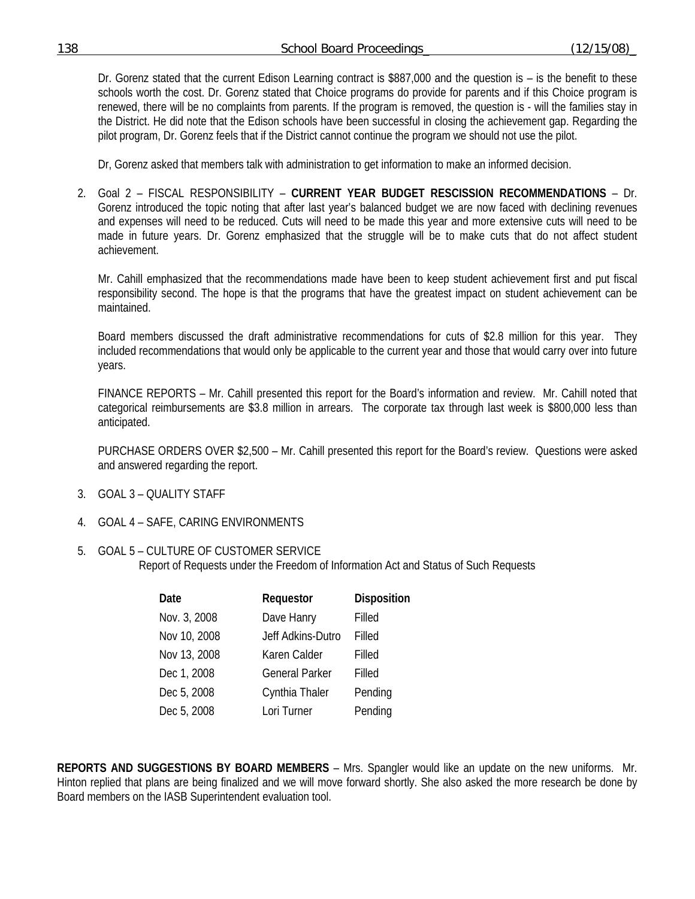Dr. Gorenz stated that the current Edison Learning contract is $887,000 and the question is – is the benefit to these schools worth the cost. Dr. Gorenz stated that Choice programs do provide for parents and if this Choice program is renewed, there will be no complaints from parents. If the program is removed, the question is - will the families stay in the District. He did note that the Edison schools have been successful in closing the achievement gap. Regarding the pilot program, Dr. Gorenz feels that if the District cannot continue the program we should not use the pilot.

Dr, Gorenz asked that members talk with administration to get information to make an informed decision.

2. Goal 2 – FISCAL RESPONSIBILITY – **CURRENT YEAR BUDGET RESCISSION RECOMMENDATIONS** – Dr. Gorenz introduced the topic noting that after last year's balanced budget we are now faced with declining revenues and expenses will need to be reduced. Cuts will need to be made this year and more extensive cuts will need to be made in future years. Dr. Gorenz emphasized that the struggle will be to make cuts that do not affect student achievement.

   Mr. Cahill emphasized that the recommendations made have been to keep student achievement first and put fiscal responsibility second. The hope is that the programs that have the greatest impact on student achievement can be maintained.

   Board members discussed the draft administrative recommendations for cuts of $2.8 million for this year. They included recommendations that would only be applicable to the current year and those that would carry over into future years.

   FINANCE REPORTS – Mr. Cahill presented this report for the Board's information and review. Mr. Cahill noted that categorical reimbursements are $3.8 million in arrears. The corporate tax through last week is $800,000 less than anticipated.

   PURCHASE ORDERS OVER $2,500 – Mr. Cahill presented this report for the Board's review. Questions were asked and answered regarding the report.

3. GOAL 3 – QUALITY STAFF

4. GOAL 4 – SAFE, CARING ENVIRONMENTS

5. GOAL 5 – CULTURE OF CUSTOMER SERVICE
   Report of Requests under the Freedom of Information Act and Status of Such Requests

| Date | Requestor | Disposition |
|---|---|---|
| Nov. 3, 2008 | Dave Hanry | Filled |
| Nov 10, 2008 | Jeff Adkins-Dutro | Filled |
| Nov 13, 2008 | Karen Calder | Filled |
| Dec 1, 2008 | General Parker | Filled |
| Dec 5, 2008 | Cynthia Thaler | Pending |
| Dec 5, 2008 | Lori Turner | Pending |

**REPORTS AND SUGGESTIONS BY BOARD MEMBERS** – Mrs. Spangler would like an update on the new uniforms. Mr. Hinton replied that plans are being finalized and we will move forward shortly. She also asked the more research be done by Board members on the IASB Superintendent evaluation tool.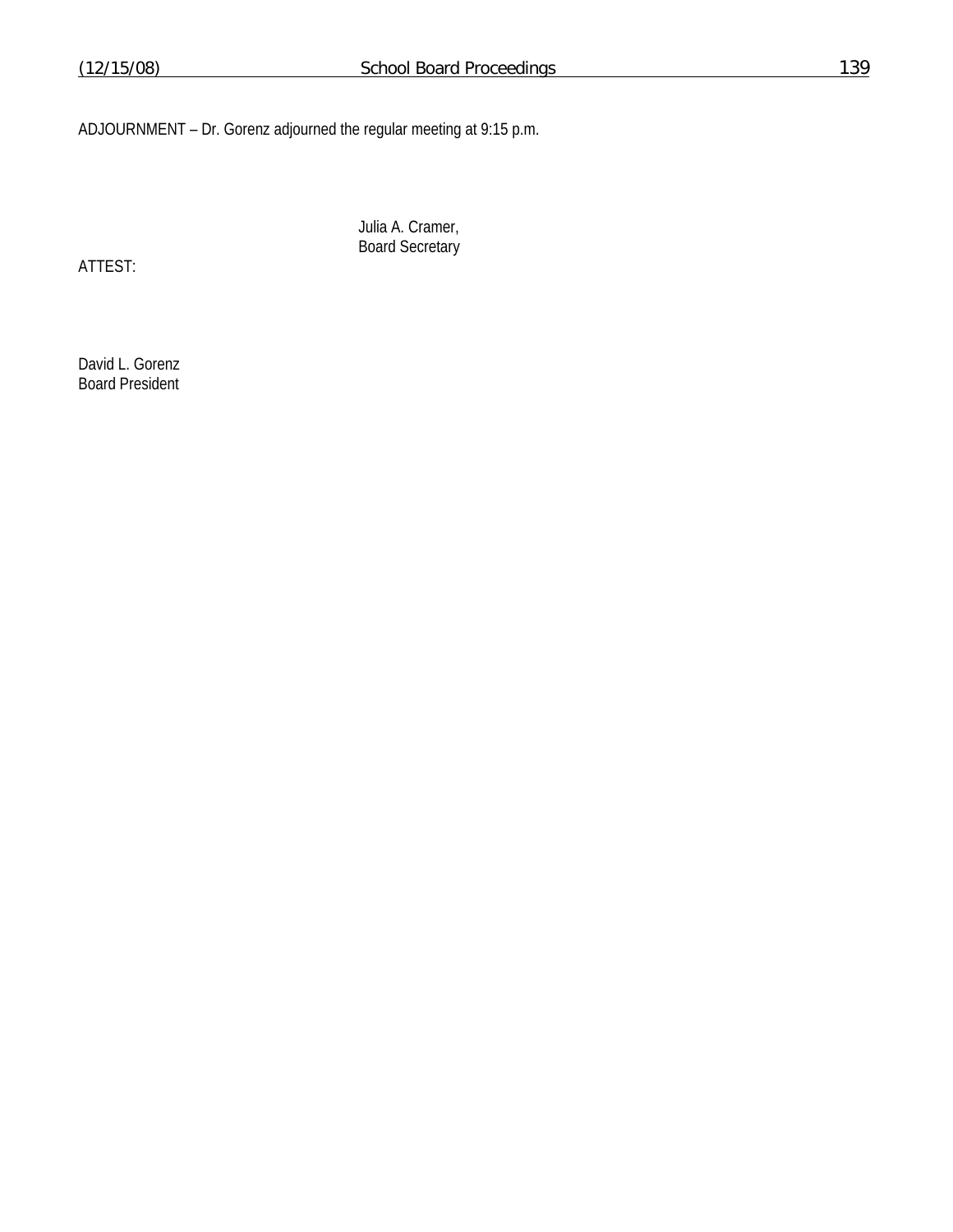ADJOURNMENT – Dr. Gorenz adjourned the regular meeting at 9:15 p.m.

Julia A. Cramer,
Board Secretary

ATTEST:

David L. Gorenz
Board President